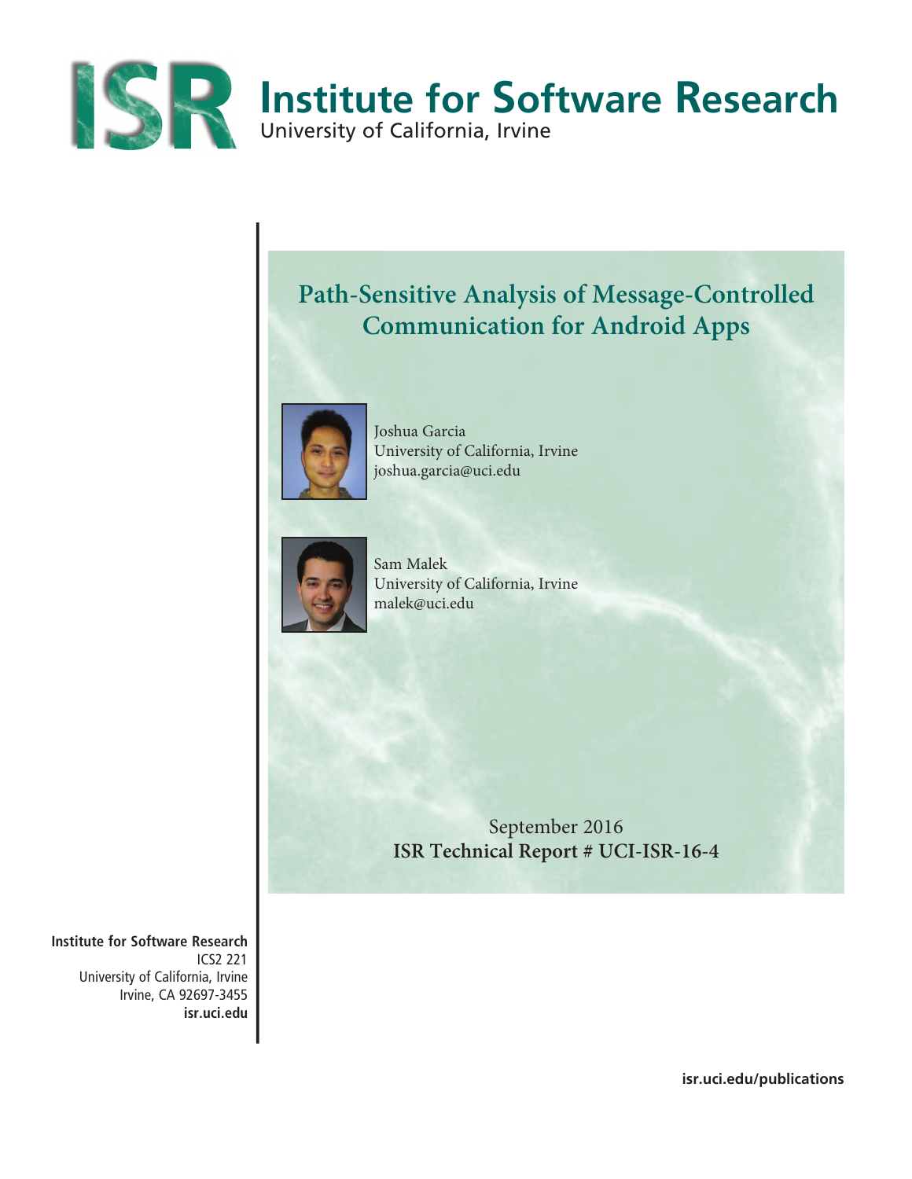# Institute for Software Research

University of California, Irvine

## Path-Sensitive Analysis of Message-Controlled Communication for Android Apps

Joshua Garcia
University of California, Irvine
joshua.garcia@uci.edu

Sam Malek
University of California, Irvine
malek@uci.edu

September 2016

**ISR Technical Report # UCI-ISR-16-4**

**Institute for Software Research**
ICS2 221
University of California, Irvine
Irvine, CA 92697-3455
**isr.uci.edu**

**isr.uci.edu/publications**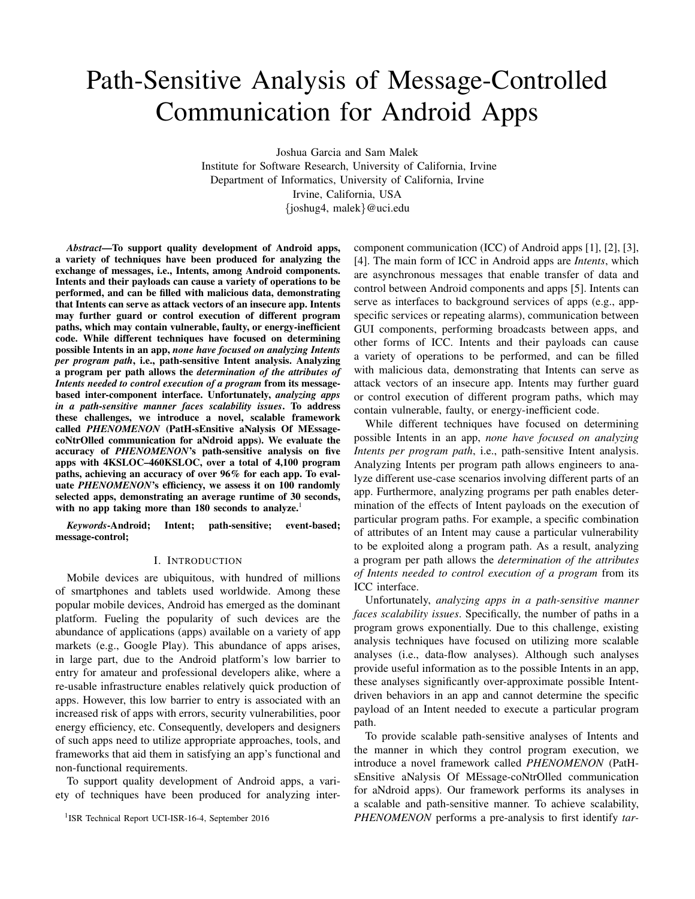# Path-Sensitive Analysis of Message-Controlled Communication for Android Apps

Joshua Garcia and Sam Malek
Institute for Software Research, University of California, Irvine
Department of Informatics, University of California, Irvine
Irvine, California, USA
{joshug4, malek}@uci.edu

***Abstract*—To support quality development of Android apps, a variety of techniques have been produced for analyzing the exchange of messages, i.e., Intents, among Android components. Intents and their payloads can cause a variety of operations to be performed, and can be filled with malicious data, demonstrating that Intents can serve as attack vectors of an insecure app. Intents may further guard or control execution of different program paths, which may contain vulnerable, faulty, or energy-inefficient code. While different techniques have focused on determining possible Intents in an app, *none have focused on analyzing Intents per program path*, i.e., path-sensitive Intent analysis. Analyzing a program per path allows the *determination of the attributes of Intents needed to control execution of a program* from its message-based inter-component interface. Unfortunately, *analyzing apps in a path-sensitive manner faces scalability issues*. To address these challenges, we introduce a novel, scalable framework called *PHENOMENON* (PatH-sEnsitive aNalysis Of MEssage-coNtrOlled communication for aNdroid apps). We evaluate the accuracy of *PHENOMENON*'s path-sensitive analysis on five apps with 4KSLOC–460KSLOC, over a total of 4,100 program paths, achieving an accuracy of over 96% for each app. To evaluate *PHENOMENON*'s efficiency, we assess it on 100 randomly selected apps, demonstrating an average runtime of 30 seconds, with no app taking more than 180 seconds to analyze.**[1]

***Keywords*-Android; Intent; path-sensitive; event-based; message-control;**

## I. Introduction

Mobile devices are ubiquitous, with hundred of millions of smartphones and tablets used worldwide. Among these popular mobile devices, Android has emerged as the dominant platform. Fueling the popularity of such devices are the abundance of applications (apps) available on a variety of app markets (e.g., Google Play). This abundance of apps arises, in large part, due to the Android platform's low barrier to entry for amateur and professional developers alike, where a re-usable infrastructure enables relatively quick production of apps. However, this low barrier to entry is associated with an increased risk of apps with errors, security vulnerabilities, poor energy efficiency, etc. Consequently, developers and designers of such apps need to utilize appropriate approaches, tools, and frameworks that aid them in satisfying an app's functional and non-functional requirements.

To support quality development of Android apps, a variety of techniques have been produced for analyzing inter-component communication (ICC) of Android apps [1], [2], [3], [4]. The main form of ICC in Android apps are *Intents*, which are asynchronous messages that enable transfer of data and control between Android components and apps [5]. Intents can serve as interfaces to background services of apps (e.g., app-specific services or repeating alarms), communication between GUI components, performing broadcasts between apps, and other forms of ICC. Intents and their payloads can cause a variety of operations to be performed, and can be filled with malicious data, demonstrating that Intents can serve as attack vectors of an insecure app. Intents may further guard or control execution of different program paths, which may contain vulnerable, faulty, or energy-inefficient code.

While different techniques have focused on determining possible Intents in an app, *none have focused on analyzing Intents per program path*, i.e., path-sensitive Intent analysis. Analyzing Intents per program path allows engineers to analyze different use-case scenarios involving different parts of an app. Furthermore, analyzing programs per path enables determination of the effects of Intent payloads on the execution of particular program paths. For example, a specific combination of attributes of an Intent may cause a particular vulnerability to be exploited along a program path. As a result, analyzing a program per path allows the *determination of the attributes of Intents needed to control execution of a program* from its ICC interface.

Unfortunately, *analyzing apps in a path-sensitive manner faces scalability issues*. Specifically, the number of paths in a program grows exponentially. Due to this challenge, existing analysis techniques have focused on utilizing more scalable analyses (i.e., data-flow analyses). Although such analyses provide useful information as to the possible Intents in an app, these analyses significantly over-approximate possible Intent-driven behaviors in an app and cannot determine the specific payload of an Intent needed to execute a particular program path.

To provide scalable path-sensitive analyses of Intents and the manner in which they control program execution, we introduce a novel framework called *PHENOMENON* (PatH-sEnsitive aNalysis Of MEssage-coNtrOlled communication for aNdroid apps). Our framework performs its analyses in a scalable and path-sensitive manner. To achieve scalability, *PHENOMENON* performs a pre-analysis to first identify *tar-*

[1] ISR Technical Report UCI-ISR-16-4, September 2016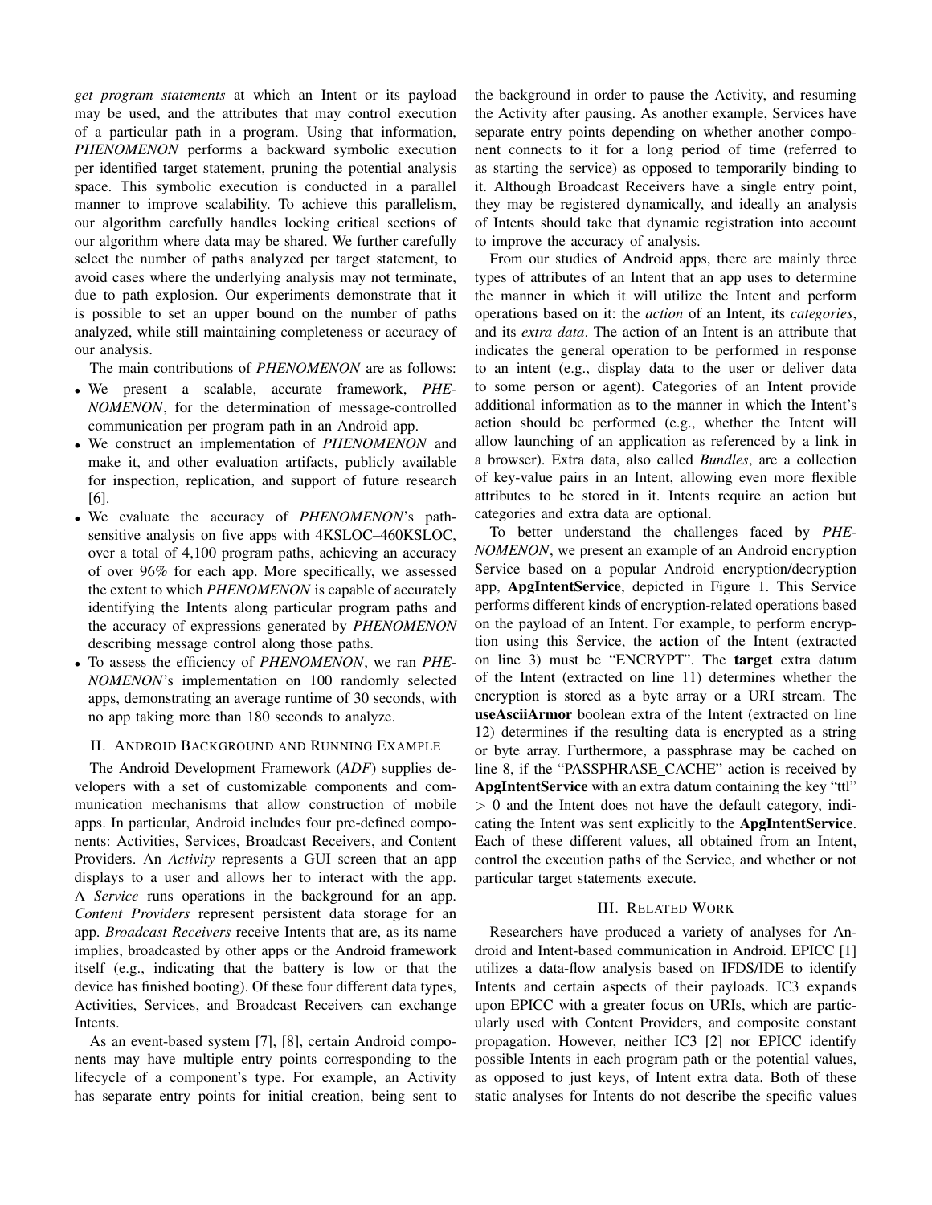*get program statements* at which an Intent or its payload may be used, and the attributes that may control execution of a particular path in a program. Using that information, *PHENOMENON* performs a backward symbolic execution per identified target statement, pruning the potential analysis space. This symbolic execution is conducted in a parallel manner to improve scalability. To achieve this parallelism, our algorithm carefully handles locking critical sections of our algorithm where data may be shared. We further carefully select the number of paths analyzed per target statement, to avoid cases where the underlying analysis may not terminate, due to path explosion. Our experiments demonstrate that it is possible to set an upper bound on the number of paths analyzed, while still maintaining completeness or accuracy of our analysis.

The main contributions of *PHENOMENON* are as follows:

- We present a scalable, accurate framework, *PHENOMENON*, for the determination of message-controlled communication per program path in an Android app.
- We construct an implementation of *PHENOMENON* and make it, and other evaluation artifacts, publicly available for inspection, replication, and support of future research [6].
- We evaluate the accuracy of *PHENOMENON*'s path-sensitive analysis on five apps with 4KSLOC–460KSLOC, over a total of 4,100 program paths, achieving an accuracy of over 96% for each app. More specifically, we assessed the extent to which *PHENOMENON* is capable of accurately identifying the Intents along particular program paths and the accuracy of expressions generated by *PHENOMENON* describing message control along those paths.
- To assess the efficiency of *PHENOMENON*, we ran *PHENOMENON*'s implementation on 100 randomly selected apps, demonstrating an average runtime of 30 seconds, with no app taking more than 180 seconds to analyze.

## II. Android Background and Running Example

The Android Development Framework (*ADF*) supplies developers with a set of customizable components and communication mechanisms that allow construction of mobile apps. In particular, Android includes four pre-defined components: Activities, Services, Broadcast Receivers, and Content Providers. An *Activity* represents a GUI screen that an app displays to a user and allows her to interact with the app. A *Service* runs operations in the background for an app. *Content Providers* represent persistent data storage for an app. *Broadcast Receivers* receive Intents that are, as its name implies, broadcasted by other apps or the Android framework itself (e.g., indicating that the battery is low or that the device has finished booting). Of these four different data types, Activities, Services, and Broadcast Receivers can exchange Intents.

As an event-based system [7], [8], certain Android components may have multiple entry points corresponding to the lifecycle of a component's type. For example, an Activity has separate entry points for initial creation, being sent to the background in order to pause the Activity, and resuming the Activity after pausing. As another example, Services have separate entry points depending on whether another component connects to it for a long period of time (referred to as starting the service) as opposed to temporarily binding to it. Although Broadcast Receivers have a single entry point, they may be registered dynamically, and ideally an analysis of Intents should take that dynamic registration into account to improve the accuracy of analysis.

From our studies of Android apps, there are mainly three types of attributes of an Intent that an app uses to determine the manner in which it will utilize the Intent and perform operations based on it: the *action* of an Intent, its *categories*, and its *extra data*. The action of an Intent is an attribute that indicates the general operation to be performed in response to an intent (e.g., display data to the user or deliver data to some person or agent). Categories of an Intent provide additional information as to the manner in which the Intent's action should be performed (e.g., whether the Intent will allow launching of an application as referenced by a link in a browser). Extra data, also called *Bundles*, are a collection of key-value pairs in an Intent, allowing even more flexible attributes to be stored in it. Intents require an action but categories and extra data are optional.

To better understand the challenges faced by *PHENOMENON*, we present an example of an Android encryption Service based on a popular Android encryption/decryption app, **ApgIntentService**, depicted in Figure 1. This Service performs different kinds of encryption-related operations based on the payload of an Intent. For example, to perform encryption using this Service, the **action** of the Intent (extracted on line 3) must be "ENCRYPT". The **target** extra datum of the Intent (extracted on line 11) determines whether the encryption is stored as a byte array or a URI stream. The **useAsciiArmor** boolean extra of the Intent (extracted on line 12) determines if the resulting data is encrypted as a string or byte array. Furthermore, a passphrase may be cached on line 8, if the "PASSPHRASE_CACHE" action is received by **ApgIntentService** with an extra datum containing the key "ttl" $> 0$ and the Intent does not have the default category, indicating the Intent was sent explicitly to the **ApgIntentService**. Each of these different values, all obtained from an Intent, control the execution paths of the Service, and whether or not particular target statements execute.

## III. Related Work

Researchers have produced a variety of analyses for Android and Intent-based communication in Android. EPICC [1] utilizes a data-flow analysis based on IFDS/IDE to identify Intents and certain aspects of their payloads. IC3 expands upon EPICC with a greater focus on URIs, which are particularly used with Content Providers, and composite constant propagation. However, neither IC3 [2] nor EPICC identify possible Intents in each program path or the potential values, as opposed to just keys, of Intent extra data. Both of these static analyses for Intents do not describe the specific values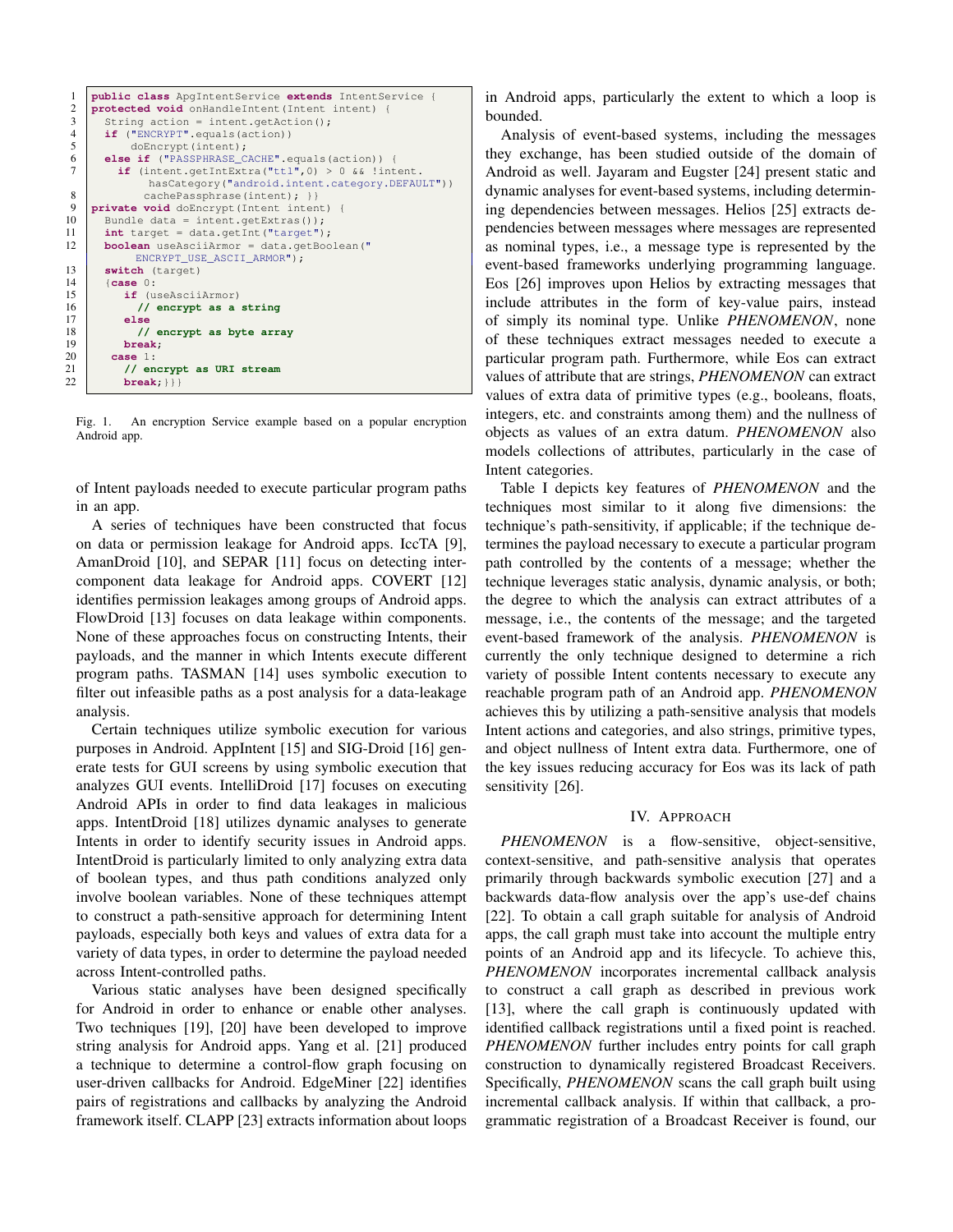```java
public class ApgIntentService extends IntentService {
protected void onHandleIntent(Intent intent) {
  String action = intent.getAction();
  if ("ENCRYPT".equals(action))
      doEncrypt(intent);
  else if ("PASSPHRASE_CACHE".equals(action)) {
    if (intent.getIntExtra("ttl",0) > 0 && !intent.
          hasCategory("android.intent.category.DEFAULT"))
         cachePassphrase(intent); }}
private void doEncrypt(Intent intent) {
  Bundle data = intent.getExtras();
  int target = data.getInt("target");
  boolean useAsciiArmor = data.getBoolean("
       ENCRYPT_USE_ASCII_ARMOR");
  switch (target)
  {case 0:
     if (useAsciiArmor)
       // encrypt as a string
     else
       // encrypt as byte array
     break;
   case 1:
     // encrypt as URI stream
     break;}}}
```

Fig. 1. An encryption Service example based on a popular encryption Android app.

of Intent payloads needed to execute particular program paths in an app.

A series of techniques have been constructed that focus on data or permission leakage for Android apps. IccTA [9], AmanDroid [10], and SEPAR [11] focus on detecting inter-component data leakage for Android apps. COVERT [12] identifies permission leakages among groups of Android apps. FlowDroid [13] focuses on data leakage within components. None of these approaches focus on constructing Intents, their payloads, and the manner in which Intents execute different program paths. TASMAN [14] uses symbolic execution to filter out infeasible paths as a post analysis for a data-leakage analysis.

Certain techniques utilize symbolic execution for various purposes in Android. AppIntent [15] and SIG-Droid [16] generate tests for GUI screens by using symbolic execution that analyzes GUI events. IntelliDroid [17] focuses on executing Android APIs in order to find data leakages in malicious apps. IntentDroid [18] utilizes dynamic analyses to generate Intents in order to identify security issues in Android apps. IntentDroid is particularly limited to only analyzing extra data of boolean types, and thus path conditions analyzed only involve boolean variables. None of these techniques attempt to construct a path-sensitive approach for determining Intent payloads, especially both keys and values of extra data for a variety of data types, in order to determine the payload needed across Intent-controlled paths.

Various static analyses have been designed specifically for Android in order to enhance or enable other analyses. Two techniques [19], [20] have been developed to improve string analysis for Android apps. Yang et al. [21] produced a technique to determine a control-flow graph focusing on user-driven callbacks for Android. EdgeMiner [22] identifies pairs of registrations and callbacks by analyzing the Android framework itself. CLAPP [23] extracts information about loops in Android apps, particularly the extent to which a loop is bounded.

Analysis of event-based systems, including the messages they exchange, has been studied outside of the domain of Android as well. Jayaram and Eugster [24] present static and dynamic analyses for event-based systems, including determining dependencies between messages. Helios [25] extracts dependencies between messages where messages are represented as nominal types, i.e., a message type is represented by the event-based frameworks underlying programming language. Eos [26] improves upon Helios by extracting messages that include attributes in the form of key-value pairs, instead of simply its nominal type. Unlike *PHENOMENON*, none of these techniques extract messages needed to execute a particular program path. Furthermore, while Eos can extract values of attribute that are strings, *PHENOMENON* can extract values of extra data of primitive types (e.g., booleans, floats, integers, etc. and constraints among them) and the nullness of objects as values of an extra datum. *PHENOMENON* also models collections of attributes, particularly in the case of Intent categories.

Table I depicts key features of *PHENOMENON* and the techniques most similar to it along five dimensions: the technique's path-sensitivity, if applicable; if the technique determines the payload necessary to execute a particular program path controlled by the contents of a message; whether the technique leverages static analysis, dynamic analysis, or both; the degree to which the analysis can extract attributes of a message, i.e., the contents of the message; and the targeted event-based framework of the analysis. *PHENOMENON* is currently the only technique designed to determine a rich variety of possible Intent contents necessary to execute any reachable program path of an Android app. *PHENOMENON* achieves this by utilizing a path-sensitive analysis that models Intent actions and categories, and also strings, primitive types, and object nullness of Intent extra data. Furthermore, one of the key issues reducing accuracy for Eos was its lack of path sensitivity [26].

## IV. Approach

*PHENOMENON* is a flow-sensitive, object-sensitive, context-sensitive, and path-sensitive analysis that operates primarily through backwards symbolic execution [27] and a backwards data-flow analysis over the app's use-def chains [22]. To obtain a call graph suitable for analysis of Android apps, the call graph must take into account the multiple entry points of an Android app and its lifecycle. To achieve this, *PHENOMENON* incorporates incremental callback analysis to construct a call graph as described in previous work [13], where the call graph is continuously updated with identified callback registrations until a fixed point is reached. *PHENOMENON* further includes entry points for call graph construction to dynamically registered Broadcast Receivers. Specifically, *PHENOMENON* scans the call graph built using incremental callback analysis. If within that callback, a programmatic registration of a Broadcast Receiver is found, our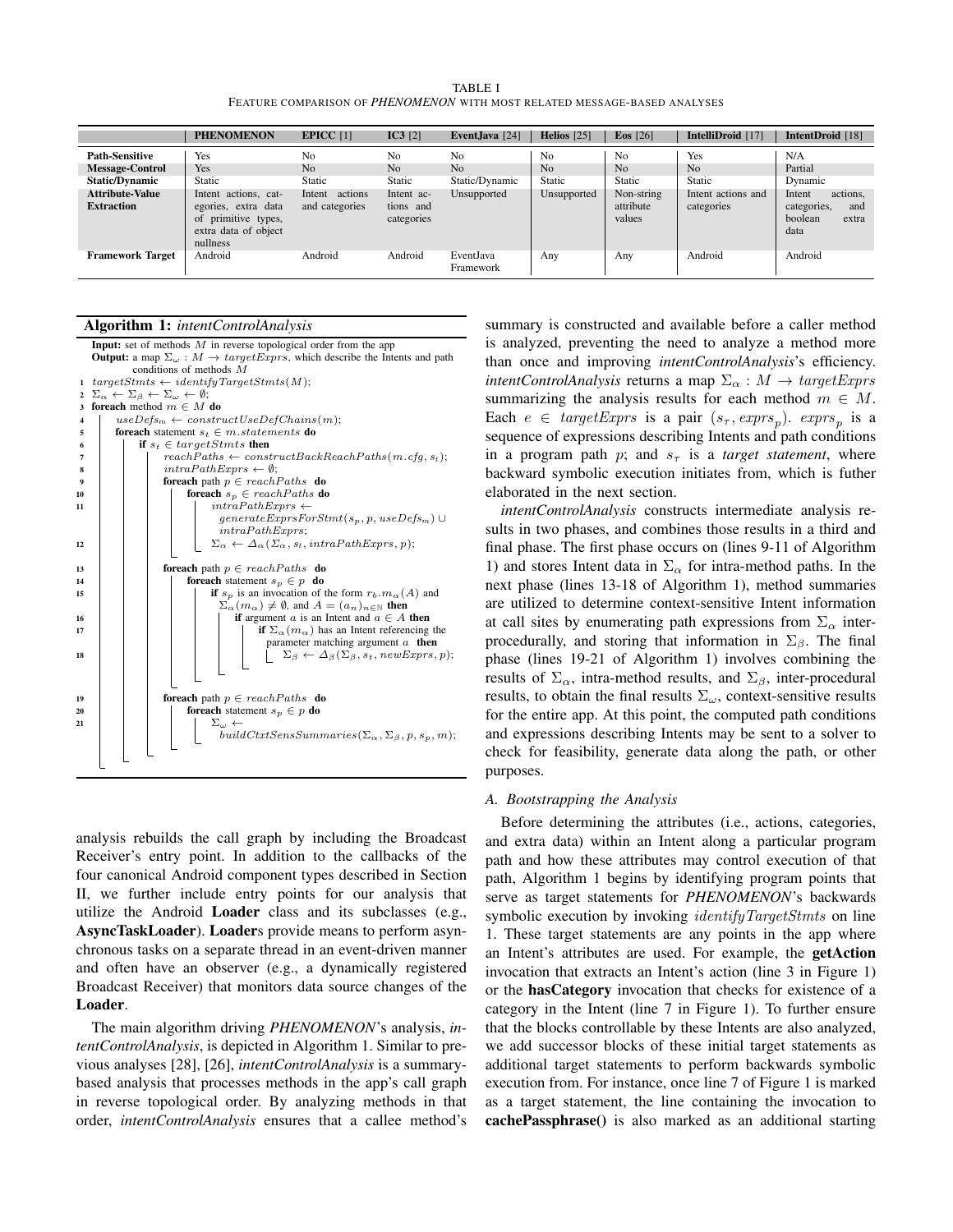TABLE I
FEATURE COMPARISON OF *PHENOMENON* WITH MOST RELATED MESSAGE-BASED ANALYSES

| | **PHENOMENON** | **EPICC** [1] | **IC3** [2] | **EventJava** [24] | **Helios** [25] | **Eos** [26] | **IntelliDroid** [17] | **IntentDroid** [18] |
|---|---|---|---|---|---|---|---|---|
| **Path-Sensitive** | Yes | No | No | No | No | No | Yes | N/A |
| **Message-Control** | Yes | No | No | No | No | No | No | Partial |
| **Static/Dynamic** | Static | Static | Static | Static/Dynamic | Static | Static | Static | Dynamic |
| **Attribute-Value Extraction** | Intent actions, categories, extra data of primitive types, extra data of object nullness | Intent actions and categories | Intent actions and categories | Unsupported | Unsupported | Non-string attribute values | Intent actions and categories | Intent actions, categories, and boolean extra data |
| **Framework Target** | Android | Android | Android | EventJava Framework | Any | Any | Android | Android |

**Algorithm 1:** *intentControlAnalysis*

```
Input: set of methods M in reverse topological order from the app
Output: a map Σ_ω : M → targetExprs, which describe the Intents and path
        conditions of methods M
1  targetStmts ← identifyTargetStmts(M);
2  Σ_α ← Σ_β ← Σ_ω ← ∅;
3  foreach method m ∈ M do
4      useDefs_m ← constructUseDefChains(m);
5      foreach statement s_t ∈ m.statements do
6          if s_t ∈ targetStmts then
7              reachPaths ← constructBackReachPaths(m.cfg, s_t);
8              intraPathExprs ← ∅;
9              foreach path p ∈ reachPaths do
10                 foreach s_p ∈ reachPaths do
11                     intraPathExprs ←
                           generateExprsForStmt(s_p, p, useDefs_m) ∪
                           intraPathExprs;
12                 Σ_α ← Δ_α(Σ_α, s_t, intraPathExprs, p);
13             foreach path p ∈ reachPaths do
14                 foreach statement s_p ∈ p do
15                     if s_p is an invocation of the form r_b.m_α(A) and
                          Σ_α(m_α) ≠ ∅, and A = (a_n)_{n∈ℕ} then
16                         if argument a is an Intent and a ∈ A then
17                             if Σ_α(m_α) has an Intent referencing the
                                  parameter matching argument a then
18                                 Σ_β ← Δ_β(Σ_β, s_t, newExprs, p);
19             foreach path p ∈ reachPaths do
20                 foreach statement s_p ∈ p do
21                     Σ_ω ←
                           buildCtxtSensSummaries(Σ_α, Σ_β, p, s_p, m);
```

analysis rebuilds the call graph by including the Broadcast Receiver's entry point. In addition to the callbacks of the four canonical Android component types described in Section II, we further include entry points for our analysis that utilize the Android **Loader** class and its subclasses (e.g., **AsyncTaskLoader**). **Loader**s provide means to perform asynchronous tasks on a separate thread in an event-driven manner and often have an observer (e.g., a dynamically registered Broadcast Receiver) that monitors data source changes of the **Loader**.

The main algorithm driving *PHENOMENON*'s analysis, *intentControlAnalysis*, is depicted in Algorithm 1. Similar to previous analyses [28], [26], *intentControlAnalysis* is a summary-based analysis that processes methods in the app's call graph in reverse topological order. By analyzing methods in that order, *intentControlAnalysis* ensures that a callee method's summary is constructed and available before a caller method is analyzed, preventing the need to analyze a method more than once and improving *intentControlAnalysis*'s efficiency. *intentControlAnalysis* returns a map $\Sigma_\alpha : M \rightarrow targetExprs$ summarizing the analysis results for each method $m \in M$. Each $e \in targetExprs$ is a pair $(s_\tau, exprs_p)$. $exprs_p$ is a sequence of expressions describing Intents and path conditions in a program path $p$; and $s_\tau$ is a *target statement*, where backward symbolic execution initiates from, which is futher elaborated in the next section.

*intentControlAnalysis* constructs intermediate analysis results in two phases, and combines those results in a third and final phase. The first phase occurs on (lines 9-11 of Algorithm 1) and stores Intent data in $\Sigma_\alpha$ for intra-method paths. In the next phase (lines 13-18 of Algorithm 1), method summaries are utilized to determine context-sensitive Intent information at call sites by enumerating path expressions from $\Sigma_\alpha$ inter-procedurally, and storing that information in $\Sigma_\beta$. The final phase (lines 19-21 of Algorithm 1) involves combining the results of $\Sigma_\alpha$, intra-method results, and $\Sigma_\beta$, inter-procedural results, to obtain the final results $\Sigma_\omega$, context-sensitive results for the entire app. At this point, the computed path conditions and expressions describing Intents may be sent to a solver to check for feasibility, generate data along the path, or other purposes.

### A. Bootstrapping the Analysis

Before determining the attributes (i.e., actions, categories, and extra data) within an Intent along a particular program path and how these attributes may control execution of that path, Algorithm 1 begins by identifying program points that serve as target statements for *PHENOMENON*'s backwards symbolic execution by invoking $identifyTargetStmts$ on line 1. These target statements are any points in the app where an Intent's attributes are used. For example, the **getAction** invocation that extracts an Intent's action (line 3 in Figure 1) or the **hasCategory** invocation that checks for existence of a category in the Intent (line 7 in Figure 1). To further ensure that the blocks controllable by these Intents are also analyzed, we add successor blocks of these initial target statements as additional target statements to perform backwards symbolic execution from. For instance, once line 7 of Figure 1 is marked as a target statement, the line containing the invocation to **cachePassphrase()** is also marked as an additional starting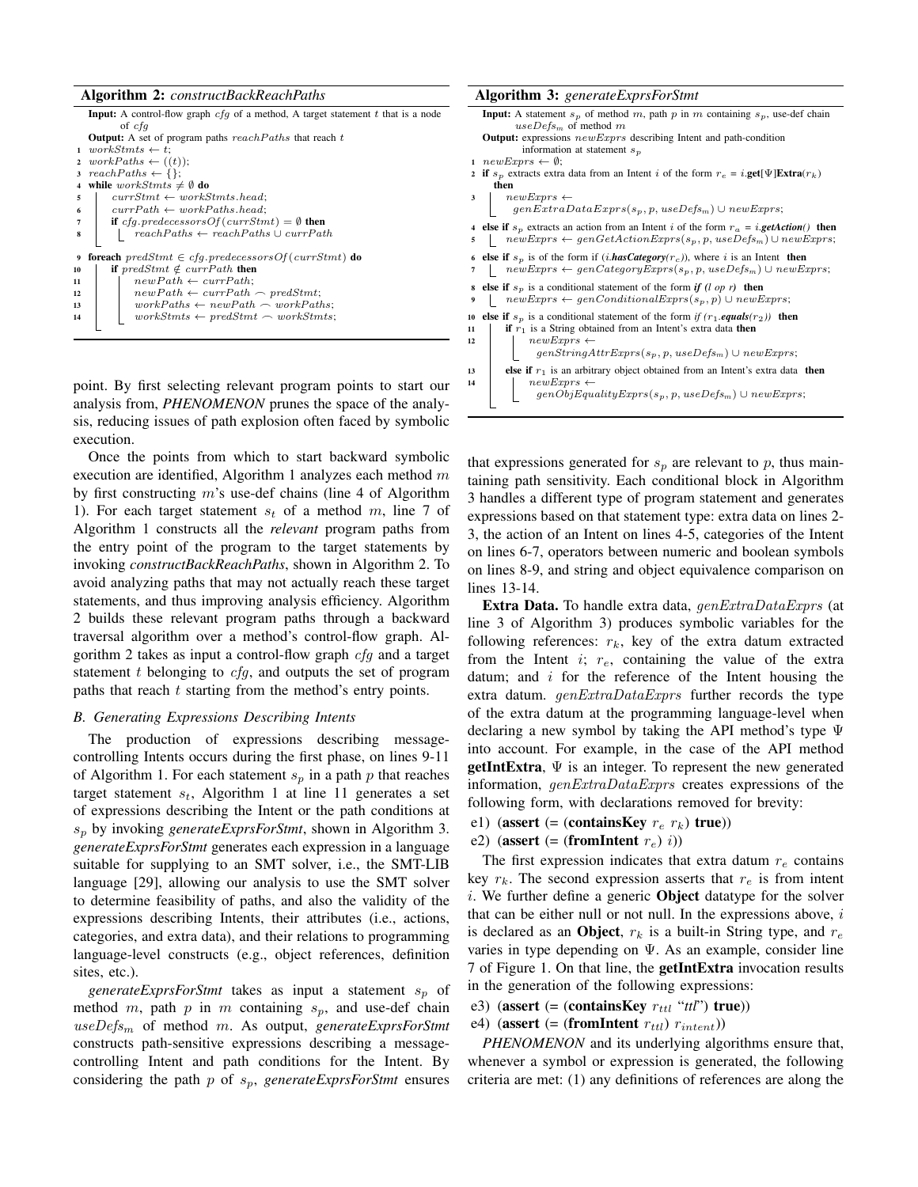**Algorithm 2:** *constructBackReachPaths*

**Input:** A control-flow graph $cfg$ of a method, A target statement $t$ that is a node of $cfg$
**Output:** A set of program paths $reachPaths$ that reach $t$

```
1  workStmts ← t;
2  workPaths ← ((t));
3  reachPaths ← {};
4  while workStmts ≠ ∅ do
5      currStmt ← workStmts.head;
6      currPath ← workPaths.head;
7      if cfg.predecessorsOf(currStmt) = ∅ then
8          reachPaths ← reachPaths ∪ currPath
9  foreach predStmt ∈ cfg.predecessorsOf(currStmt) do
10     if predStmt ∉ currPath then
11         newPath ← currPath;
12         newPath ← currPath ⌢ predStmt;
13         workPaths ← newPath ⌢ workPaths;
14         workStmts ← predStmt ⌢ workStmts;
```

**Algorithm 3:** *generateExprsForStmt*

**Input:** A statement $s_p$ of method $m$, path $p$ in $m$ containing $s_p$, use-def chain $useDefs_m$ of method $m$
**Output:** expressions $newExprs$ describing Intent and path-condition information at statement $s_p$

```
1  newExprs ← ∅;
2  if s_p extracts extra data from an Intent i of the form r_e = i.get[Ψ]Extra(r_k) then
3      newExprs ← genExtraDataExprs(s_p, p, useDefs_m) ∪ newExprs;
4  else if s_p extracts an action from an Intent i of the form r_a = i.getAction() then
5      newExprs ← genGetActionExprs(s_p, p, useDefs_m) ∪ newExprs;
6  else if s_p is of the form if (i.hasCategory(r_c)), where i is an Intent then
7      newExprs ← genCategoryExprs(s_p, p, useDefs_m) ∪ newExprs;
8  else if s_p is a conditional statement of the form if (l op r) then
9      newExprs ← genConditionalExprs(s_p, p) ∪ newExprs;
10 else if s_p is a conditional statement of the form if (r_1.equals(r_2)) then
11     if r_1 is a String obtained from an Intent's extra data then
12         newExprs ← genStringAttrExprs(s_p, p, useDefs_m) ∪ newExprs;
13     else if r_1 is an arbitrary object obtained from an Intent's extra data then
14         newExprs ← genObjEqualityExprs(s_p, p, useDefs_m) ∪ newExprs;
```

point. By first selecting relevant program points to start our analysis from, *PHENOMENON* prunes the space of the analysis, reducing issues of path explosion often faced by symbolic execution.

Once the points from which to start backward symbolic execution are identified, Algorithm 1 analyzes each method $m$ by first constructing $m$'s use-def chains (line 4 of Algorithm 1). For each target statement $s_t$ of a method $m$, line 7 of Algorithm 1 constructs all the *relevant* program paths from the entry point of the program to the target statements by invoking *constructBackReachPaths*, shown in Algorithm 2. To avoid analyzing paths that may not actually reach these target statements, and thus improving analysis efficiency. Algorithm 2 builds these relevant program paths through a backward traversal algorithm over a method's control-flow graph. Algorithm 2 takes as input a control-flow graph $cfg$ and a target statement $t$ belonging to $cfg$, and outputs the set of program paths that reach $t$ starting from the method's entry points.

### B. Generating Expressions Describing Intents

The production of expressions describing message-controlling Intents occurs during the first phase, on lines 9-11 of Algorithm 1. For each statement $s_p$ in a path $p$ that reaches target statement $s_t$, Algorithm 1 at line 11 generates a set of expressions describing the Intent or the path conditions at $s_p$ by invoking *generateExprsForStmt*, shown in Algorithm 3. *generateExprsForStmt* generates each expression in a language suitable for supplying to an SMT solver, i.e., the SMT-LIB language [29], allowing our analysis to use the SMT solver to determine feasibility of paths, and also the validity of the expressions describing Intents, their attributes (i.e., actions, categories, and extra data), and their relations to programming language-level constructs (e.g., object references, definition sites, etc.).

*generateExprsForStmt* takes as input a statement $s_p$ of method $m$, path $p$ in $m$ containing $s_p$, and use-def chain $useDefs_m$ of method $m$. As output, *generateExprsForStmt* constructs path-sensitive expressions describing a message-controlling Intent and path conditions for the Intent. By considering the path $p$ of $s_p$, *generateExprsForStmt* ensures that expressions generated for $s_p$ are relevant to $p$, thus maintaining path sensitivity. Each conditional block in Algorithm 3 handles a different type of program statement and generates expressions based on that statement type: extra data on lines 2-3, the action of an Intent on lines 4-5, categories of the Intent on lines 6-7, operators between numeric and boolean symbols on lines 8-9, and string and object equivalence comparison on lines 13-14.

**Extra Data.** To handle extra data, $genExtraDataExprs$ (at line 3 of Algorithm 3) produces symbolic variables for the following references: $r_k$, key of the extra datum extracted from the Intent $i$; $r_e$, containing the value of the extra datum; and $i$ for the reference of the Intent housing the extra datum. $genExtraDataExprs$ further records the type of the extra datum at the programming language-level when declaring a new symbol by taking the API method's type $\Psi$ into account. For example, in the case of the API method **getIntExtra**, $\Psi$ is an integer. To represent the new generated information, $genExtraDataExprs$ creates expressions of the following form, with declarations removed for brevity:

e1) (**assert** (= (**containsKey** $r_e$ $r_k$) **true**))
e2) (**assert** (= (**fromIntent** $r_e$) $i$))

The first expression indicates that extra datum $r_e$ contains key $r_k$. The second expression asserts that $r_e$ is from intent $i$. We further define a generic **Object** datatype for the solver that can be either null or not null. In the expressions above, $i$ is declared as an **Object**, $r_k$ is a built-in String type, and $r_e$ varies in type depending on $\Psi$. As an example, consider line 7 of Figure 1. On that line, the **getIntExtra** invocation results in the generation of the following expressions:

e3) (**assert** (= (**containsKey** $r_{ttl}$ "*ttl*") **true**))
e4) (**assert** (= (**fromIntent** $r_{ttl}$) $r_{intent}$))

*PHENOMENON* and its underlying algorithms ensure that, whenever a symbol or expression is generated, the following criteria are met: (1) any definitions of references are along the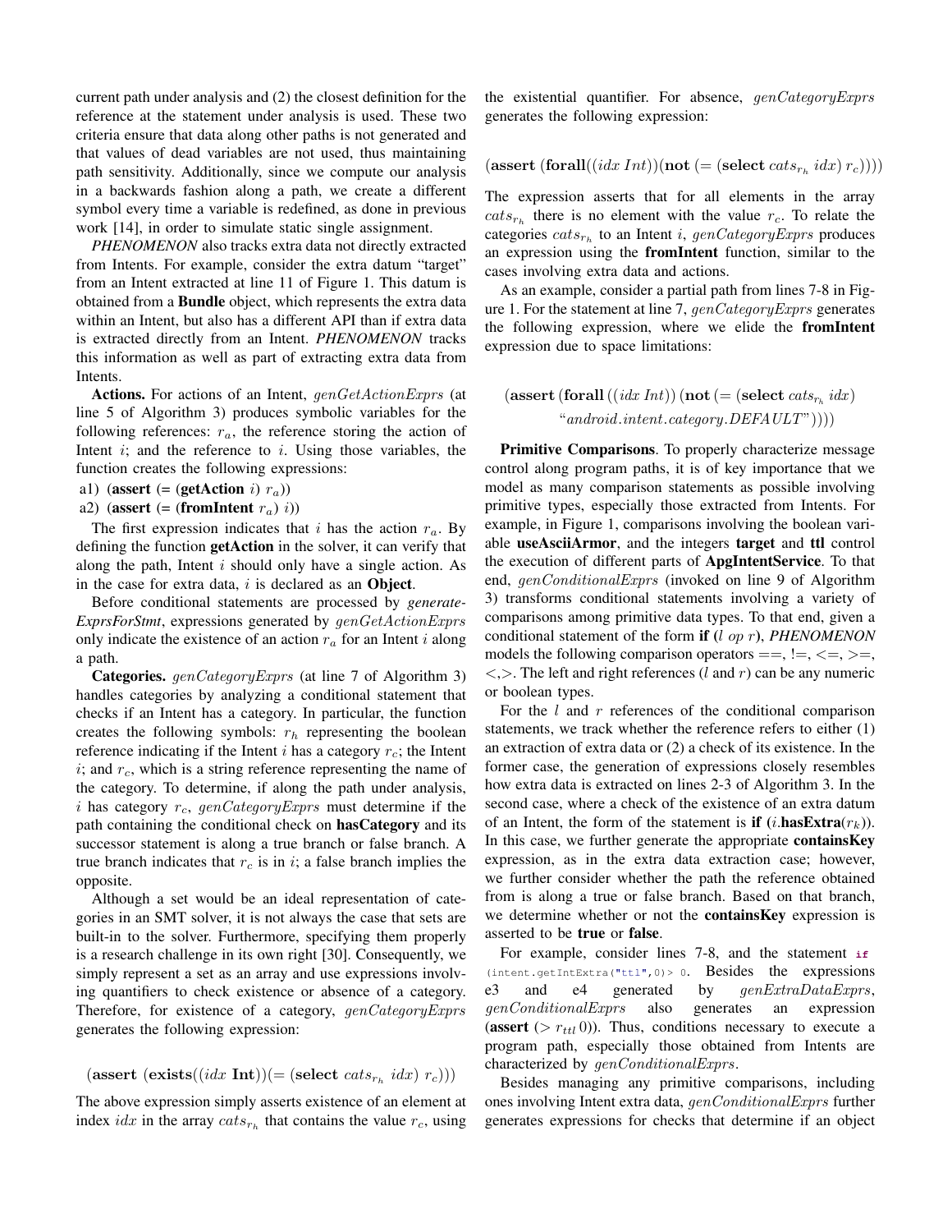current path under analysis and (2) the closest definition for the reference at the statement under analysis is used. These two criteria ensure that data along other paths is not generated and that values of dead variables are not used, thus maintaining path sensitivity. Additionally, since we compute our analysis in a backwards fashion along a path, we create a different symbol every time a variable is redefined, as done in previous work [14], in order to simulate static single assignment.

*PHENOMENON* also tracks extra data not directly extracted from Intents. For example, consider the extra datum "target" from an Intent extracted at line 11 of Figure 1. This datum is obtained from a **Bundle** object, which represents the extra data within an Intent, but also has a different API than if extra data is extracted directly from an Intent. *PHENOMENON* tracks this information as well as part of extracting extra data from Intents.

**Actions.** For actions of an Intent, $genGetActionExprs$ (at line 5 of Algorithm 3) produces symbolic variables for the following references: $r_a$, the reference storing the action of Intent $i$; and the reference to $i$. Using those variables, the function creates the following expressions:

a1) (**assert** (= (**getAction** $i$) $r_a$))
a2) (**assert** (= (**fromIntent** $r_a$) $i$))

The first expression indicates that $i$ has the action $r_a$. By defining the function **getAction** in the solver, it can verify that along the path, Intent $i$ should only have a single action. As in the case for extra data, $i$ is declared as an **Object**.

Before conditional statements are processed by *generate-ExprsForStmt*, expressions generated by $genGetActionExprs$ only indicate the existence of an action $r_a$ for an Intent $i$ along a path.

**Categories.** $genCategoryExprs$ (at line 7 of Algorithm 3) handles categories by analyzing a conditional statement that checks if an Intent has a category. In particular, the function creates the following symbols: $r_h$ representing the boolean reference indicating if the Intent $i$ has a category $r_c$; the Intent $i$; and $r_c$, which is a string reference representing the name of the category. To determine, if along the path under analysis, $i$ has category $r_c$, $genCategoryExprs$ must determine if the path containing the conditional check on **hasCategory** and its successor statement is along a true branch or false branch. A true branch indicates that $r_c$ is in $i$; a false branch implies the opposite.

Although a set would be an ideal representation of categories in an SMT solver, it is not always the case that sets are built-in to the solver. Furthermore, specifying them properly is a research challenge in its own right [30]. Consequently, we simply represent a set as an array and use expressions involving quantifiers to check existence or absence of a category. Therefore, for existence of a category, $genCategoryExprs$ generates the following expression:

$$(\textbf{assert}\ (\textbf{exists}((idx\ \textbf{Int}))(=(\textbf{select}\ cats_{r_h}\ idx)\ r_c)))$$

The above expression simply asserts existence of an element at index $idx$ in the array $cats_{r_h}$ that contains the value $r_c$, using the existential quantifier. For absence, $genCategoryExprs$ generates the following expression:

$$(\textbf{assert}\ (\textbf{forall}((idx\ Int))(\textbf{not}\ (=(\textbf{select}\ cats_{r_h}\ idx)\ r_c))))$$

The expression asserts that for all elements in the array $cats_{r_h}$ there is no element with the value $r_c$. To relate the categories $cats_{r_h}$ to an Intent $i$, $genCategoryExprs$ produces an expression using the **fromIntent** function, similar to the cases involving extra data and actions.

As an example, consider a partial path from lines 7-8 in Figure 1. For the statement at line 7, $genCategoryExprs$ generates the following expression, where we elide the **fromIntent** expression due to space limitations:

$$(\textbf{assert}\ (\textbf{forall}\ ((idx\ Int))\ (\textbf{not}\ (=(\textbf{select}\ cats_{r_h}\ idx)\ \text{"}android.intent.category.DEFAULT\text{"}))))$$

**Primitive Comparisons**. To properly characterize message control along program paths, it is of key importance that we model as many comparison statements as possible involving primitive types, especially those extracted from Intents. For example, in Figure 1, comparisons involving the boolean variable **useAsciiArmor**, and the integers **target** and **ttl** control the execution of different parts of **ApgIntentService**. To that end, $genConditionalExprs$ (invoked on line 9 of Algorithm 3) transforms conditional statements involving a variety of comparisons among primitive data types. To that end, given a conditional statement of the form **if** ($l$ $op$ $r$), *PHENOMENON* models the following comparison operators ==, !=, <=, >=, <,>. The left and right references ($l$ and $r$) can be any numeric or boolean types.

For the $l$ and $r$ references of the conditional comparison statements, we track whether the reference refers to either (1) an extraction of extra data or (2) a check of its existence. In the former case, the generation of expressions closely resembles how extra data is extracted on lines 2-3 of Algorithm 3. In the second case, where a check of the existence of an extra datum of an Intent, the form of the statement is **if** ($i$.**hasExtra**($r_k$)). In this case, we further generate the appropriate **containsKey** expression, as in the extra data extraction case; however, we further consider whether the path the reference obtained from is along a true or false branch. Based on that branch, we determine whether or not the **containsKey** expression is asserted to be **true** or **false**.

For example, consider lines 7-8, and the statement `if (intent.getIntExtra("ttl",0)> 0`. Besides the expressions e3 and e4 generated by $genExtraDataExprs$, $genConditionalExprs$ also generates an expression (**assert** ($>$ $r_{ttl}$ 0)). Thus, conditions necessary to execute a program path, especially those obtained from Intents are characterized by $genConditionalExprs$.

Besides managing any primitive comparisons, including ones involving Intent extra data, $genConditionalExprs$ further generates expressions for checks that determine if an object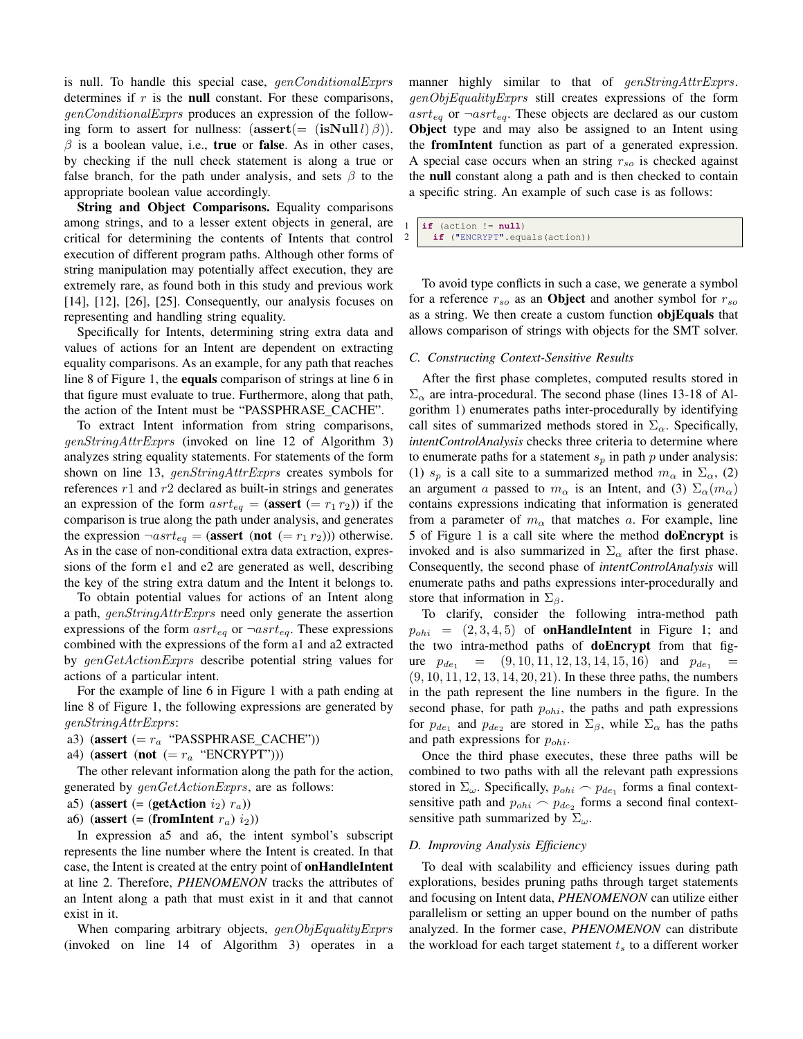is null. To handle this special case, $genConditionalExprs$ determines if $r$ is the **null** constant. For these comparisons, $genConditionalExprs$ produces an expression of the following form to assert for nullness: $(\mathbf{assert}(=\ (\mathbf{isNull}\, l)\ \beta))$. $\beta$ is a boolean value, i.e., **true** or **false**. As in other cases, by checking if the null check statement is along a true or false branch, for the path under analysis, and sets $\beta$ to the appropriate boolean value accordingly.

**String and Object Comparisons.** Equality comparisons among strings, and to a lesser extent objects in general, are critical for determining the contents of Intents that control execution of different program paths. Although other forms of string manipulation may potentially affect execution, they are extremely rare, as found both in this study and previous work [14], [12], [26], [25]. Consequently, our analysis focuses on representing and handling string equality.

Specifically for Intents, determining string extra data and values of actions for an Intent are dependent on extracting equality comparisons. As an example, for any path that reaches line 8 of Figure 1, the **equals** comparison of strings at line 6 in that figure must evaluate to true. Furthermore, along that path, the action of the Intent must be "PASSPHRASE_CACHE".

To extract Intent information from string comparisons, $genStringAttrExprs$ (invoked on line 12 of Algorithm 3) analyzes string equality statements. For statements of the form shown on line 13, $genStringAttrExprs$ creates symbols for references $r1$ and $r2$ declared as built-in strings and generates an expression of the form $asrt_{eq}$ = (**assert** (= $r_1\, r_2$)) if the comparison is true along the path under analysis, and generates the expression $\neg asrt_{eq}$ = (**assert** (**not** (= $r_1\, r_2$))) otherwise. As in the case of non-conditional extra data extraction, expressions of the form e1 and e2 are generated as well, describing the key of the string extra datum and the Intent it belongs to.

To obtain potential values for actions of an Intent along a path, $genStringAttrExprs$ need only generate the assertion expressions of the form $asrt_{eq}$ or $\neg asrt_{eq}$. These expressions combined with the expressions of the form a1 and a2 extracted by $genGetActionExprs$ describe potential string values for actions of a particular intent.

For the example of line 6 in Figure 1 with a path ending at line 8 of Figure 1, the following expressions are generated by $genStringAttrExprs$:

a3) (**assert** (= $r_a$ "PASSPHRASE_CACHE"))
a4) (**assert** (**not** (= $r_a$ "ENCRYPT")))

The other relevant information along the path for the action, generated by $genGetActionExprs$, are as follows:

a5) (**assert** (= (**getAction** $i_2$) $r_a$))
a6) (**assert** (= (**fromIntent** $r_a$) $i_2$))

In expression a5 and a6, the intent symbol's subscript represents the line number where the Intent is created. In that case, the Intent is created at the entry point of **onHandleIntent** at line 2. Therefore, ***PHENOMENON*** tracks the attributes of an Intent along a path that must exist in it and that cannot exist in it.

When comparing arbitrary objects, $genObjEqualityExprs$ (invoked on line 14 of Algorithm 3) operates in a manner highly similar to that of $genStringAttrExprs$. $genObjEqualityExprs$ still creates expressions of the form $asrt_{eq}$ or $\neg asrt_{eq}$. These objects are declared as our custom **Object** type and may also be assigned to an Intent using the **fromIntent** function as part of a generated expression. A special case occurs when an string $r_{so}$ is checked against the **null** constant along a path and is then checked to contain a specific string. An example of such case is as follows:

```
1  if (action != null)
2    if ("ENCRYPT".equals(action))
```

To avoid type conflicts in such a case, we generate a symbol for a reference $r_{so}$ as an **Object** and another symbol for $r_{so}$ as a string. We then create a custom function **objEquals** that allows comparison of strings with objects for the SMT solver.

### C. Constructing Context-Sensitive Results

After the first phase completes, computed results stored in $\Sigma_\alpha$ are intra-procedural. The second phase (lines 13-18 of Algorithm 1) enumerates paths inter-procedurally by identifying call sites of summarized methods stored in $\Sigma_\alpha$. Specifically, *intentControlAnalysis* checks three criteria to determine where to enumerate paths for a statement $s_p$ in path $p$ under analysis: (1) $s_p$ is a call site to a summarized method $m_\alpha$ in $\Sigma_\alpha$, (2) an argument $a$ passed to $m_\alpha$ is an Intent, and (3) $\Sigma_\alpha(m_\alpha)$ contains expressions indicating that information is generated from a parameter of $m_\alpha$ that matches $a$. For example, line 5 of Figure 1 is a call site where the method **doEncrypt** is invoked and is also summarized in $\Sigma_\alpha$ after the first phase. Consequently, the second phase of *intentControlAnalysis* will enumerate paths and paths expressions inter-procedurally and store that information in $\Sigma_\beta$.

To clarify, consider the following intra-method path $p_{ohi} = (2, 3, 4, 5)$ of **onHandleIntent** in Figure 1; and the two intra-method paths of **doEncrypt** from that figure $p_{de_1} = (9, 10, 11, 12, 13, 14, 15, 16)$ and $p_{de_1} = (9, 10, 11, 12, 13, 14, 20, 21)$. In these three paths, the numbers in the path represent the line numbers in the figure. In the second phase, for path $p_{ohi}$, the paths and path expressions for $p_{de_1}$ and $p_{de_2}$ are stored in $\Sigma_\beta$, while $\Sigma_\alpha$ has the paths and path expressions for $p_{ohi}$.

Once the third phase executes, these three paths will be combined to two paths with all the relevant path expressions stored in $\Sigma_\omega$. Specifically, $p_{ohi} \frown p_{de_1}$ forms a final context-sensitive path and $p_{ohi} \frown p_{de_2}$ forms a second final context-sensitive path summarized by $\Sigma_\omega$.

### D. Improving Analysis Efficiency

To deal with scalability and efficiency issues during path explorations, besides pruning paths through target statements and focusing on Intent data, ***PHENOMENON*** can utilize either parallelism or setting an upper bound on the number of paths analyzed. In the former case, ***PHENOMENON*** can distribute the workload for each target statement $t_s$ to a different worker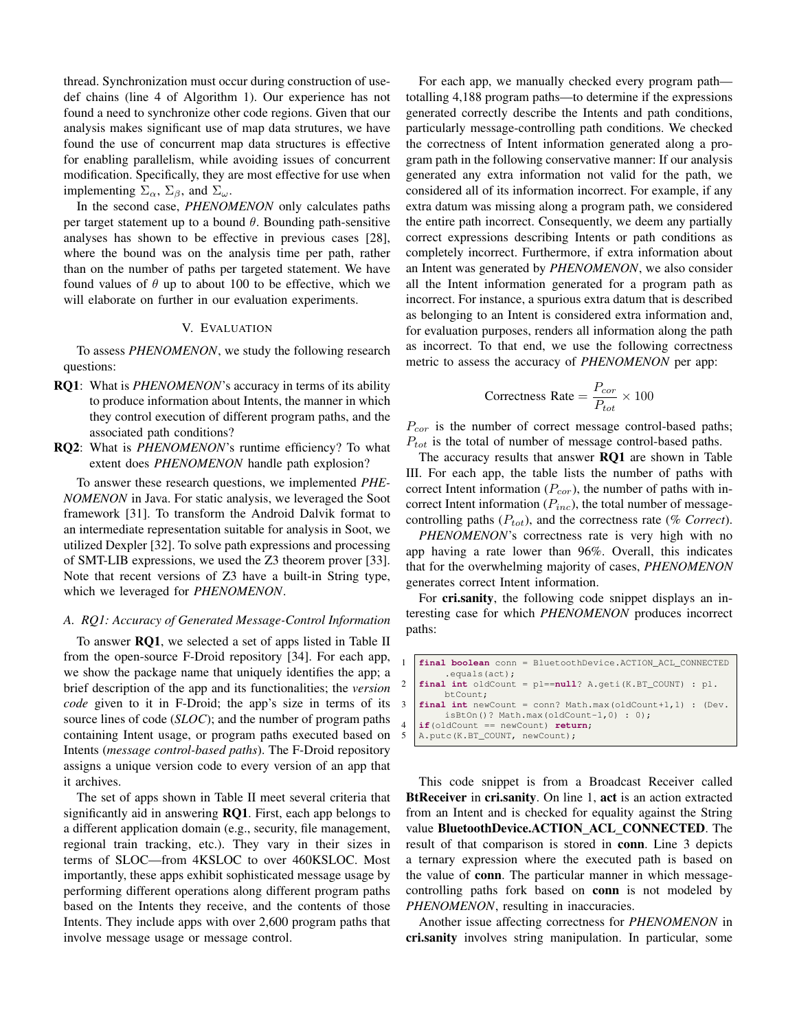thread. Synchronization must occur during construction of use-def chains (line 4 of Algorithm 1). Our experience has not found a need to synchronize other code regions. Given that our analysis makes significant use of map data strutures, we have found the use of concurrent map data structures is effective for enabling parallelism, while avoiding issues of concurrent modification. Specifically, they are most effective for use when implementing $\Sigma_\alpha$, $\Sigma_\beta$, and $\Sigma_\omega$.

In the second case, *PHENOMENON* only calculates paths per target statement up to a bound $\theta$. Bounding path-sensitive analyses has shown to be effective in previous cases [28], where the bound was on the analysis time per path, rather than on the number of paths per targeted statement. We have found values of $\theta$ up to about 100 to be effective, which we will elaborate on further in our evaluation experiments.

## V. Evaluation

To assess *PHENOMENON*, we study the following research questions:

- **RQ1**: What is *PHENOMENON*'s accuracy in terms of its ability to produce information about Intents, the manner in which they control execution of different program paths, and the associated path conditions?
- **RQ2**: What is *PHENOMENON*'s runtime efficiency? To what extent does *PHENOMENON* handle path explosion?

To answer these research questions, we implemented *PHENOMENON* in Java. For static analysis, we leveraged the Soot framework [31]. To transform the Android Dalvik format to an intermediate representation suitable for analysis in Soot, we utilized Dexpler [32]. To solve path expressions and processing of SMT-LIB expressions, we used the Z3 theorem prover [33]. Note that recent versions of Z3 have a built-in String type, which we leveraged for *PHENOMENON*.

### A. RQ1: Accuracy of Generated Message-Control Information

To answer **RQ1**, we selected a set of apps listed in Table II from the open-source F-Droid repository [34]. For each app, we show the package name that uniquely identifies the app; a brief description of the app and its functionalities; the *version code* given to it in F-Droid; the app's size in terms of its source lines of code (*SLOC*); and the number of program paths containing Intent usage, or program paths executed based on Intents (*message control-based paths*). The F-Droid repository assigns a unique version code to every version of an app that it archives.

The set of apps shown in Table II meet several criteria that significantly aid in answering **RQ1**. First, each app belongs to a different application domain (e.g., security, file management, regional train tracking, etc.). They vary in their sizes in terms of SLOC—from 4KSLOC to over 460KSLOC. Most importantly, these apps exhibit sophisticated message usage by performing different operations along different program paths based on the Intents they receive, and the contents of those Intents. They include apps with over 2,600 program paths that involve message usage or message control.

For each app, we manually checked every program path—totalling 4,188 program paths—to determine if the expressions generated correctly describe the Intents and path conditions, particularly message-controlling path conditions. We checked the correctness of Intent information generated along a program path in the following conservative manner: If our analysis generated any extra information not valid for the path, we considered all of its information incorrect. For example, if any extra datum was missing along a program path, we considered the entire path incorrect. Consequently, we deem any partially correct expressions describing Intents or path conditions as completely incorrect. Furthermore, if extra information about an Intent was generated by *PHENOMENON*, we also consider all the Intent information generated for a program path as incorrect. For instance, a spurious extra datum that is described as belonging to an Intent is considered extra information and, for evaluation purposes, renders all information along the path as incorrect. To that end, we use the following correctness metric to assess the accuracy of *PHENOMENON* per app:

$$\text{Correctness Rate} = \frac{P_{cor}}{P_{tot}} \times 100$$

$P_{cor}$ is the number of correct message control-based paths; $P_{tot}$ is the total of number of message control-based paths.

The accuracy results that answer **RQ1** are shown in Table III. For each app, the table lists the number of paths with correct Intent information ($P_{cor}$), the number of paths with incorrect Intent information ($P_{inc}$), the total number of message-controlling paths ($P_{tot}$), and the correctness rate (*% Correct*).

*PHENOMENON*'s correctness rate is very high with no app having a rate lower than 96%. Overall, this indicates that for the overwhelming majority of cases, *PHENOMENON* generates correct Intent information.

For **cri.sanity**, the following code snippet displays an interesting case for which *PHENOMENON* produces incorrect paths:

```
1 final boolean conn = BluetoothDevice.ACTION_ACL_CONNECTED
      .equals(act);
2 final int oldCount = p1==null? A.geti(K.BT_COUNT) : p1.
      btCount;
3 final int newCount = conn? Math.max(oldCount+1,1) : (Dev.
      isBtOn()? Math.max(oldCount-1,0) : 0);
4 if(oldCount == newCount) return;
5 A.putc(K.BT_COUNT, newCount);
```

This code snippet is from a Broadcast Receiver called **BtReceiver** in **cri.sanity**. On line 1, **act** is an action extracted from an Intent and is checked for equality against the String value **BluetoothDevice.ACTION_ACL_CONNECTED**. The result of that comparison is stored in **conn**. Line 3 depicts a ternary expression where the executed path is based on the value of **conn**. The particular manner in which message-controlling paths fork based on **conn** is not modeled by *PHENOMENON*, resulting in inaccuracies.

Another issue affecting correctness for *PHENOMENON* in **cri.sanity** involves string manipulation. In particular, some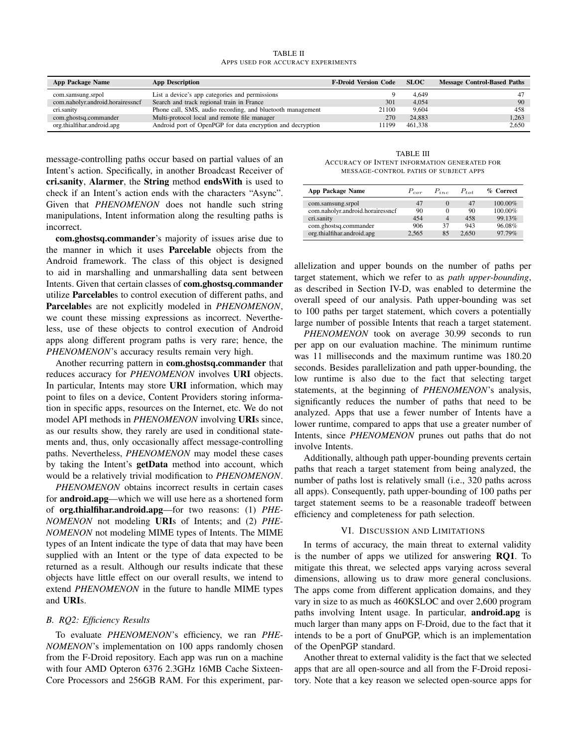TABLE II
APPS USED FOR ACCURACY EXPERIMENTS

| App Package Name | App Description | F-Droid Version Code | SLOC | Message Control-Based Paths |
|---|---|---|---|---|
| com.samsung.srpol | List a device's app categories and permissions | 9 | 4,649 | 47 |
| com.naholyr.android.horairessncf | Search and track regional train in France | 301 | 4,054 | 90 |
| cri.sanity | Phone call, SMS, audio recording, and bluetooth management | 21100 | 9,604 | 458 |
| com.ghostsq.commander | Multi-protocol local and remote file manager | 270 | 24,883 | 1,263 |
| org.thialfihar.android.apg | Android port of OpenPGP for data encryption and decryption | 11199 | 461,338 | 2,650 |

message-controlling paths occur based on partial values of an Intent's action. Specifically, in another Broadcast Receiver of **cri.sanity**, **Alarmer**, the **String** method **endsWith** is used to check if an Intent's action ends with the characters "Async". Given that *PHENOMENON* does not handle such string manipulations, Intent information along the resulting paths is incorrect.

**com.ghostsq.commander**'s majority of issues arise due to the manner in which it uses **Parcelable** objects from the Android framework. The class of this object is designed to aid in marshalling and unmarshalling data sent between Intents. Given that certain classes of **com.ghostsq.commander** utilize **Parcelable**s to control execution of different paths, and **Parcelable**s are not explicitly modeled in *PHENOMENON*, we count these missing expressions as incorrect. Nevertheless, use of these objects to control execution of Android apps along different program paths is very rare; hence, the *PHENOMENON*'s accuracy results remain very high.

Another recurring pattern in **com.ghostsq.commander** that reduces accuracy for *PHENOMENON* involves **URI** objects. In particular, Intents may store **URI** information, which may point to files on a device, Content Providers storing information in specific apps, resources on the Internet, etc. We do not model API methods in *PHENOMENON* involving **URI**s since, as our results show, they rarely are used in conditional statements and, thus, only occasionally affect message-controlling paths. Nevertheless, *PHENOMENON* may model these cases by taking the Intent's **getData** method into account, which would be a relatively trivial modification to *PHENOMENON*.

*PHENOMENON* obtains incorrect results in certain cases for **android.apg**—which we will use here as a shortened form of **org.thialfihar.android.apg**—for two reasons: (1) *PHENOMENON* not modeling **URI**s of Intents; and (2) *PHENOMENON* not modeling MIME types of Intents. The MIME types of an Intent indicate the type of data that may have been supplied with an Intent or the type of data expected to be returned as a result. Although our results indicate that these objects have little effect on our overall results, we intend to extend *PHENOMENON* in the future to handle MIME types and **URI**s.

### B. RQ2: Efficiency Results

To evaluate *PHENOMENON*'s efficiency, we ran *PHENOMENON*'s implementation on 100 apps randomly chosen from the F-Droid repository. Each app was run on a machine with four AMD Opteron 6376 2.3GHz 16MB Cache Sixteen-Core Processors and 256GB RAM. For this experiment, parallelization and upper bounds on the number of paths per target statement, which we refer to as *path upper-bounding*, as described in Section IV-D, was enabled to determine the overall speed of our analysis. Path upper-bounding was set to 100 paths per target statement, which covers a potentially large number of possible Intents that reach a target statement.

TABLE III
ACCURACY OF INTENT INFORMATION GENERATED FOR MESSAGE-CONTROL PATHS OF SUBJECT APPS

| App Package Name | $P_{cor}$ | $P_{inc}$ | $P_{tot}$ | % Correct |
|---|---|---|---|---|
| com.samsung.srpol | 47 | 0 | 47 | 100.00% |
| com.naholyr.android.horairessncf | 90 | 0 | 90 | 100.00% |
| cri.sanity | 454 | 4 | 458 | 99.13% |
| com.ghostsq.commander | 906 | 37 | 943 | 96.08% |
| org.thialfihar.android.apg | 2,565 | 85 | 2,650 | 97.79% |

*PHENOMENON* took on average 30.99 seconds to run per app on our evaluation machine. The minimum runtime was 11 milliseconds and the maximum runtime was 180.20 seconds. Besides parallelization and path upper-bounding, the low runtime is also due to the fact that selecting target statements, at the beginning of *PHENOMENON*'s analysis, significantly reduces the number of paths that need to be analyzed. Apps that use a fewer number of Intents have a lower runtime, compared to apps that use a greater number of Intents, since *PHENOMENON* prunes out paths that do not involve Intents.

Additionally, although path upper-bounding prevents certain paths that reach a target statement from being analyzed, the number of paths lost is relatively small (i.e., 320 paths across all apps). Consequently, path upper-bounding of 100 paths per target statement seems to be a reasonable tradeoff between efficiency and completeness for path selection.

## VI. Discussion and Limitations

In terms of accuracy, the main threat to external validity is the number of apps we utilized for answering **RQ1**. To mitigate this threat, we selected apps varying across several dimensions, allowing us to draw more general conclusions. The apps come from different application domains, and they vary in size to as much as 460KSLOC and over 2,600 program paths involving Intent usage. In particular, **android.apg** is much larger than many apps on F-Droid, due to the fact that it intends to be a port of GnuPGP, which is an implementation of the OpenPGP standard.

Another threat to external validity is the fact that we selected apps that are all open-source and all from the F-Droid repository. Note that a key reason we selected open-source apps for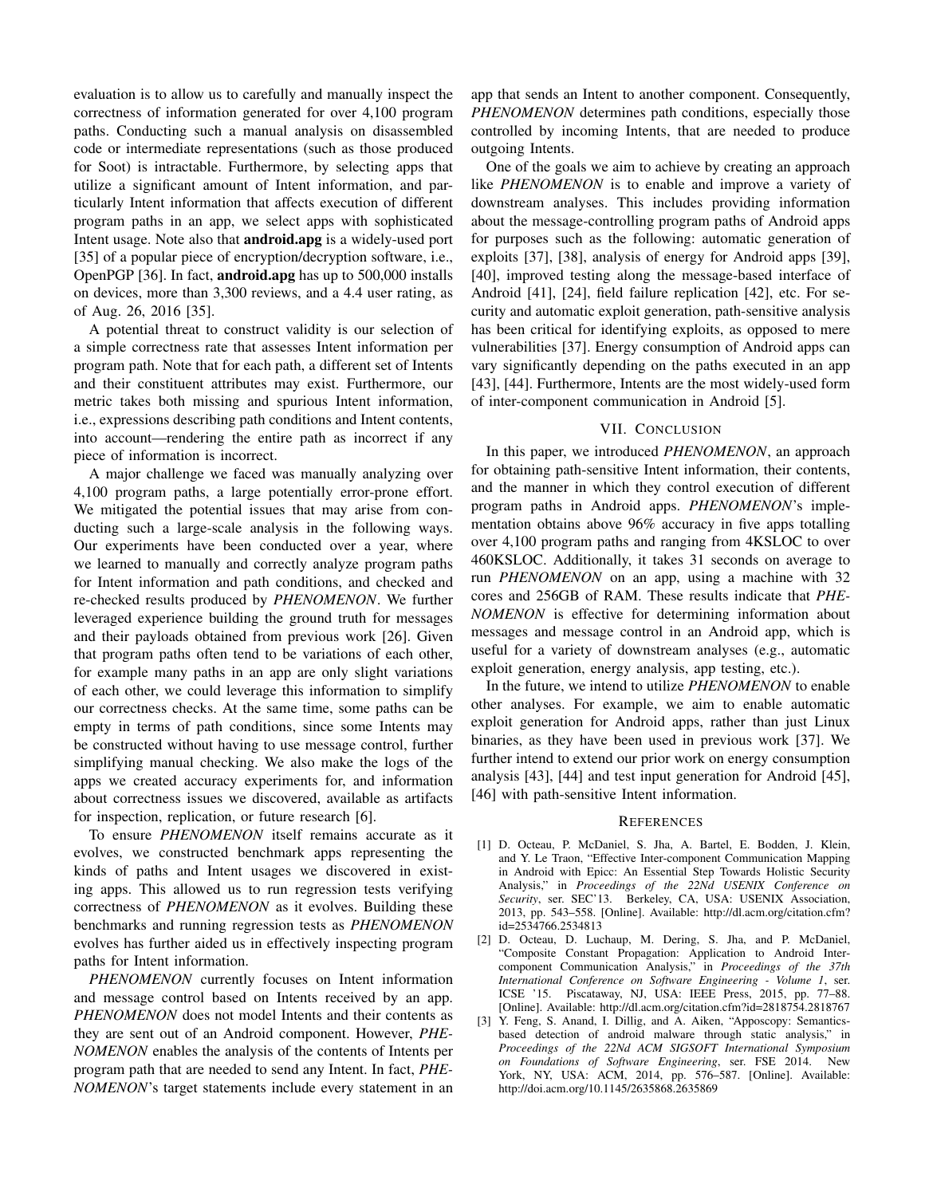evaluation is to allow us to carefully and manually inspect the correctness of information generated for over 4,100 program paths. Conducting such a manual analysis on disassembled code or intermediate representations (such as those produced for Soot) is intractable. Furthermore, by selecting apps that utilize a significant amount of Intent information, and particularly Intent information that affects execution of different program paths in an app, we select apps with sophisticated Intent usage. Note also that **android.apg** is a widely-used port [35] of a popular piece of encryption/decryption software, i.e., OpenPGP [36]. In fact, **android.apg** has up to 500,000 installs on devices, more than 3,300 reviews, and a 4.4 user rating, as of Aug. 26, 2016 [35].

A potential threat to construct validity is our selection of a simple correctness rate that assesses Intent information per program path. Note that for each path, a different set of Intents and their constituent attributes may exist. Furthermore, our metric takes both missing and spurious Intent information, i.e., expressions describing path conditions and Intent contents, into account—rendering the entire path as incorrect if any piece of information is incorrect.

A major challenge we faced was manually analyzing over 4,100 program paths, a large potentially error-prone effort. We mitigated the potential issues that may arise from conducting such a large-scale analysis in the following ways. Our experiments have been conducted over a year, where we learned to manually and correctly analyze program paths for Intent information and path conditions, and checked and re-checked results produced by *PHENOMENON*. We further leveraged experience building the ground truth for messages and their payloads obtained from previous work [26]. Given that program paths often tend to be variations of each other, for example many paths in an app are only slight variations of each other, we could leverage this information to simplify our correctness checks. At the same time, some paths can be empty in terms of path conditions, since some Intents may be constructed without having to use message control, further simplifying manual checking. We also make the logs of the apps we created accuracy experiments for, and information about correctness issues we discovered, available as artifacts for inspection, replication, or future research [6].

To ensure *PHENOMENON* itself remains accurate as it evolves, we constructed benchmark apps representing the kinds of paths and Intent usages we discovered in existing apps. This allowed us to run regression tests verifying correctness of *PHENOMENON* as it evolves. Building these benchmarks and running regression tests as *PHENOMENON* evolves has further aided us in effectively inspecting program paths for Intent information.

*PHENOMENON* currently focuses on Intent information and message control based on Intents received by an app. *PHENOMENON* does not model Intents and their contents as they are sent out of an Android component. However, *PHENOMENON* enables the analysis of the contents of Intents per program path that are needed to send any Intent. In fact, *PHENOMENON*'s target statements include every statement in an app that sends an Intent to another component. Consequently, *PHENOMENON* determines path conditions, especially those controlled by incoming Intents, that are needed to produce outgoing Intents.

One of the goals we aim to achieve by creating an approach like *PHENOMENON* is to enable and improve a variety of downstream analyses. This includes providing information about the message-controlling program paths of Android apps for purposes such as the following: automatic generation of exploits [37], [38], analysis of energy for Android apps [39], [40], improved testing along the message-based interface of Android [41], [24], field failure replication [42], etc. For security and automatic exploit generation, path-sensitive analysis has been critical for identifying exploits, as opposed to mere vulnerabilities [37]. Energy consumption of Android apps can vary significantly depending on the paths executed in an app [43], [44]. Furthermore, Intents are the most widely-used form of inter-component communication in Android [5].

## VII. Conclusion

In this paper, we introduced *PHENOMENON*, an approach for obtaining path-sensitive Intent information, their contents, and the manner in which they control execution of different program paths in Android apps. *PHENOMENON*'s implementation obtains above 96% accuracy in five apps totalling over 4,100 program paths and ranging from 4KSLOC to over 460KSLOC. Additionally, it takes 31 seconds on average to run *PHENOMENON* on an app, using a machine with 32 cores and 256GB of RAM. These results indicate that *PHENOMENON* is effective for determining information about messages and message control in an Android app, which is useful for a variety of downstream analyses (e.g., automatic exploit generation, energy analysis, app testing, etc.).

In the future, we intend to utilize *PHENOMENON* to enable other analyses. For example, we aim to enable automatic exploit generation for Android apps, rather than just Linux binaries, as they have been used in previous work [37]. We further intend to extend our prior work on energy consumption analysis [43], [44] and test input generation for Android [45], [46] with path-sensitive Intent information.

## References

[1] D. Octeau, P. McDaniel, S. Jha, A. Bartel, E. Bodden, J. Klein, and Y. Le Traon, "Effective Inter-component Communication Mapping in Android with Epicc: An Essential Step Towards Holistic Security Analysis," in *Proceedings of the 22Nd USENIX Conference on Security*, ser. SEC'13. Berkeley, CA, USA: USENIX Association, 2013, pp. 543–558. [Online]. Available: http://dl.acm.org/citation.cfm?id=2534766.2534813

[2] D. Octeau, D. Luchaup, M. Dering, S. Jha, and P. McDaniel, "Composite Constant Propagation: Application to Android Inter-component Communication Analysis," in *Proceedings of the 37th International Conference on Software Engineering - Volume 1*, ser. ICSE '15. Piscataway, NJ, USA: IEEE Press, 2015, pp. 77–88. [Online]. Available: http://dl.acm.org/citation.cfm?id=2818754.2818767

[3] Y. Feng, S. Anand, I. Dillig, and A. Aiken, "Apposcopy: Semantics-based detection of android malware through static analysis," in *Proceedings of the 22Nd ACM SIGSOFT International Symposium on Foundations of Software Engineering*, ser. FSE 2014. New York, NY, USA: ACM, 2014, pp. 576–587. [Online]. Available: http://doi.acm.org/10.1145/2635868.2635869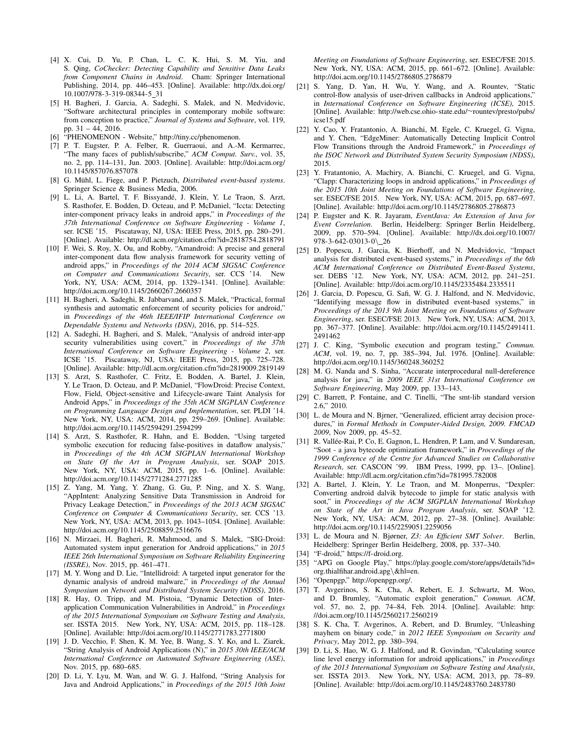[4] X. Cui, D. Yu, P. Chan, L. C. K. Hui, S. M. Yiu, and S. Qing, *CoChecker: Detecting Capability and Sensitive Data Leaks from Component Chains in Android*. Cham: Springer International Publishing, 2014, pp. 446–453. [Online]. Available: http://dx.doi.org/10.1007/978-3-319-08344-5_31

[5] H. Bagheri, J. Garcia, A. Sadeghi, S. Malek, and N. Medvidovic, "Software architectural principles in contemporary mobile software: from conception to practice," *Journal of Systems and Software*, vol. 119, pp. 31 – 44, 2016.

[6] "PHENOMENON - Website," http://tiny.cc/phenomenon.

[7] P. T. Eugster, P. A. Felber, R. Guerraoui, and A.-M. Kermarrec, "The many faces of publish/subscribe," *ACM Comput. Surv.*, vol. 35, no. 2, pp. 114–131, Jun. 2003. [Online]. Available: http://doi.acm.org/10.1145/857076.857078

[8] G. Mühl, L. Fiege, and P. Pietzuch, *Distributed event-based systems*. Springer Science & Business Media, 2006.

[9] L. Li, A. Bartel, T. F. Bissyandé, J. Klein, Y. Le Traon, S. Arzt, S. Rasthofer, E. Bodden, D. Octeau, and P. McDaniel, "Iccta: Detecting inter-component privacy leaks in android apps," in *Proceedings of the 37th International Conference on Software Engineering - Volume 1*, ser. ICSE '15. Piscataway, NJ, USA: IEEE Press, 2015, pp. 280–291. [Online]. Available: http://dl.acm.org/citation.cfm?id=2818754.2818791

[10] F. Wei, S. Roy, X. Ou, and Robby, "Amandroid: A precise and general inter-component data flow analysis framework for security vetting of android apps," in *Proceedings of the 2014 ACM SIGSAC Conference on Computer and Communications Security*, ser. CCS '14. New York, NY, USA: ACM, 2014, pp. 1329–1341. [Online]. Available: http://doi.acm.org/10.1145/2660267.2660357

[11] H. Bagheri, A. Sadeghi, R. Jabbarvand, and S. Malek, "Practical, formal synthesis and automatic enforcement of security policies for android," in *Proceedings of the 46th IEEE/IFIP International Conference on Dependable Systems and Networks (DSN)*, 2016, pp. 514–525.

[12] A. Sadeghi, H. Bagheri, and S. Malek, "Analysis of android inter-app security vulnerabilities using covert," in *Proceedings of the 37th International Conference on Software Engineering - Volume 2*, ser. ICSE '15. Piscataway, NJ, USA: IEEE Press, 2015, pp. 725–728. [Online]. Available: http://dl.acm.org/citation.cfm?id=2819009.2819149

[13] S. Arzt, S. Rasthofer, C. Fritz, E. Bodden, A. Bartel, J. Klein, Y. Le Traon, D. Octeau, and P. McDaniel, "FlowDroid: Precise Context, Flow, Field, Object-sensitive and Lifecycle-aware Taint Analysis for Android Apps," in *Proceedings of the 35th ACM SIGPLAN Conference on Programming Language Design and Implementation*, ser. PLDI '14. New York, NY, USA: ACM, 2014, pp. 259–269. [Online]. Available: http://doi.acm.org/10.1145/2594291.2594299

[14] S. Arzt, S. Rasthofer, R. Hahn, and E. Bodden, "Using targeted symbolic execution for reducing false-positives in dataflow analysis," in *Proceedings of the 4th ACM SIGPLAN International Workshop on State Of the Art in Program Analysis*, ser. SOAP 2015. New York, NY, USA: ACM, 2015, pp. 1–6. [Online]. Available: http://doi.acm.org/10.1145/2771284.2771285

[15] Z. Yang, M. Yang, Y. Zhang, G. Gu, P. Ning, and X. S. Wang, "AppIntent: Analyzing Sensitive Data Transmission in Android for Privacy Leakage Detection," in *Proceedings of the 2013 ACM SIGSAC Conference on Computer & Communications Security*, ser. CCS '13. New York, NY, USA: ACM, 2013, pp. 1043–1054. [Online]. Available: http://doi.acm.org/10.1145/2508859.2516676

[16] N. Mirzaei, H. Bagheri, R. Mahmood, and S. Malek, "SIG-Droid: Automated system input generation for Android applications," in *2015 IEEE 26th International Symposium on Software Reliability Engineering (ISSRE)*, Nov. 2015, pp. 461–471.

[17] M. Y. Wong and D. Lie, "Intellidroid: A targeted input generator for the dynamic analysis of android malware," in *Proceedings of the Annual Symposium on Network and Distributed System Security (NDSS)*, 2016.

[18] R. Hay, O. Tripp, and M. Pistoia, "Dynamic Detection of Inter-application Communication Vulnerabilities in Android," in *Proceedings of the 2015 International Symposium on Software Testing and Analysis*, ser. ISSTA 2015. New York, NY, USA: ACM, 2015, pp. 118–128. [Online]. Available: http://doi.acm.org/10.1145/2771783.2771800

[19] J. D. Vecchio, F. Shen, K. M. Yee, B. Wang, S. Y. Ko, and L. Ziarek, "String Analysis of Android Applications (N)," in *2015 30th IEEE/ACM International Conference on Automated Software Engineering (ASE)*, Nov. 2015, pp. 680–685.

[20] D. Li, Y. Lyu, M. Wan, and W. G. J. Halfond, "String Analysis for Java and Android Applications," in *Proceedings of the 2015 10th Joint Meeting on Foundations of Software Engineering*, ser. ESEC/FSE 2015. New York, NY, USA: ACM, 2015, pp. 661–672. [Online]. Available: http://doi.acm.org/10.1145/2786805.2786879

[21] S. Yang, D. Yan, H. Wu, Y. Wang, and A. Rountev, "Static control-flow analysis of user-driven callbacks in Android applications," in *International Conference on Software Engineering (ICSE)*, 2015. [Online]. Available: http://web.cse.ohio-state.edu/~rountev/presto/pubs/icse15.pdf

[22] Y. Cao, Y. Fratantonio, A. Bianchi, M. Egele, C. Kruegel, G. Vigna, and Y. Chen, "EdgeMiner: Automatically Detecting Implicit Control Flow Transitions through the Android Framework," in *Proceedings of the ISOC Network and Distributed System Security Symposium (NDSS)*, 2015.

[23] Y. Fratantonio, A. Machiry, A. Bianchi, C. Kruegel, and G. Vigna, "Clapp: Characterizing loops in android applications," in *Proceedings of the 2015 10th Joint Meeting on Foundations of Software Engineering*, ser. ESEC/FSE 2015. New York, NY, USA: ACM, 2015, pp. 687–697. [Online]. Available: http://doi.acm.org/10.1145/2786805.2786873

[24] P. Eugster and K. R. Jayaram, *EventJava: An Extension of Java for Event Correlation*. Berlin, Heidelberg: Springer Berlin Heidelberg, 2009, pp. 570–594. [Online]. Available: http://dx.doi.org/10.1007/978-3-642-03013-0_26

[25] D. Popescu, J. Garcia, K. Bierhoff, and N. Medvidovic, "Impact analysis for distributed event-based systems," in *Proceedings of the 6th ACM International Conference on Distributed Event-Based Systems*, ser. DEBS '12. New York, NY, USA: ACM, 2012, pp. 241–251. [Online]. Available: http://doi.acm.org/10.1145/2335484.2335511

[26] J. Garcia, D. Popescu, G. Safi, W. G. J. Halfond, and N. Medvidovic, "Identifying message flow in distributed event-based systems," in *Proceedings of the 2013 9th Joint Meeting on Foundations of Software Engineering*, ser. ESEC/FSE 2013. New York, NY, USA: ACM, 2013, pp. 367–377. [Online]. Available: http://doi.acm.org/10.1145/2491411.2491462

[27] J. C. King, "Symbolic execution and program testing," *Commun. ACM*, vol. 19, no. 7, pp. 385–394, Jul. 1976. [Online]. Available: http://doi.acm.org/10.1145/360248.360252

[28] M. G. Nanda and S. Sinha, "Accurate interprocedural null-dereference analysis for java," in *2009 IEEE 31st International Conference on Software Engineering*, May 2009, pp. 133–143.

[29] C. Barrett, P. Fontaine, and C. Tinelli, "The smt-lib standard version 2.6," 2010.

[30] L. de Moura and N. Bjrner, "Generalized, efficient array decision procedures," in *Formal Methods in Computer-Aided Design, 2009. FMCAD 2009*, Nov 2009, pp. 45–52.

[31] R. Vallée-Rai, P. Co, E. Gagnon, L. Hendren, P. Lam, and V. Sundaresan, "Soot - a java bytecode optimization framework," in *Proceedings of the 1999 Conference of the Centre for Advanced Studies on Collaborative Research*, ser. CASCON '99. IBM Press, 1999, pp. 13–. [Online]. Available: http://dl.acm.org/citation.cfm?id=781995.782008

[32] A. Bartel, J. Klein, Y. Le Traon, and M. Monperrus, "Dexpler: Converting android dalvik bytecode to jimple for static analysis with soot," in *Proceedings of the ACM SIGPLAN International Workshop on State of the Art in Java Program Analysis*, ser. SOAP '12. New York, NY, USA: ACM, 2012, pp. 27–38. [Online]. Available: http://doi.acm.org/10.1145/2259051.2259056

[33] L. de Moura and N. Bjørner, *Z3: An Efficient SMT Solver*. Berlin, Heidelberg: Springer Berlin Heidelberg, 2008, pp. 337–340.

[34] "F-droid," https://f-droid.org.

[35] "APG on Google Play," https://play.google.com/store/apps/details?id=org.thialfihar.android.apg\&hl=en.

[36] "Openpgp," http://openpgp.org/.

[37] T. Avgerinos, S. K. Cha, A. Rebert, E. J. Schwartz, M. Woo, and D. Brumley, "Automatic exploit generation," *Commun. ACM*, vol. 57, no. 2, pp. 74–84, Feb. 2014. [Online]. Available: http://doi.acm.org/10.1145/2560217.2560219

[38] S. K. Cha, T. Avgerinos, A. Rebert, and D. Brumley, "Unleashing mayhem on binary code," in *2012 IEEE Symposium on Security and Privacy*, May 2012, pp. 380–394.

[39] D. Li, S. Hao, W. G. J. Halfond, and R. Govindan, "Calculating source line level energy information for android applications," in *Proceedings of the 2013 International Symposium on Software Testing and Analysis*, ser. ISSTA 2013. New York, NY, USA: ACM, 2013, pp. 78–89. [Online]. Available: http://doi.acm.org/10.1145/2483760.2483780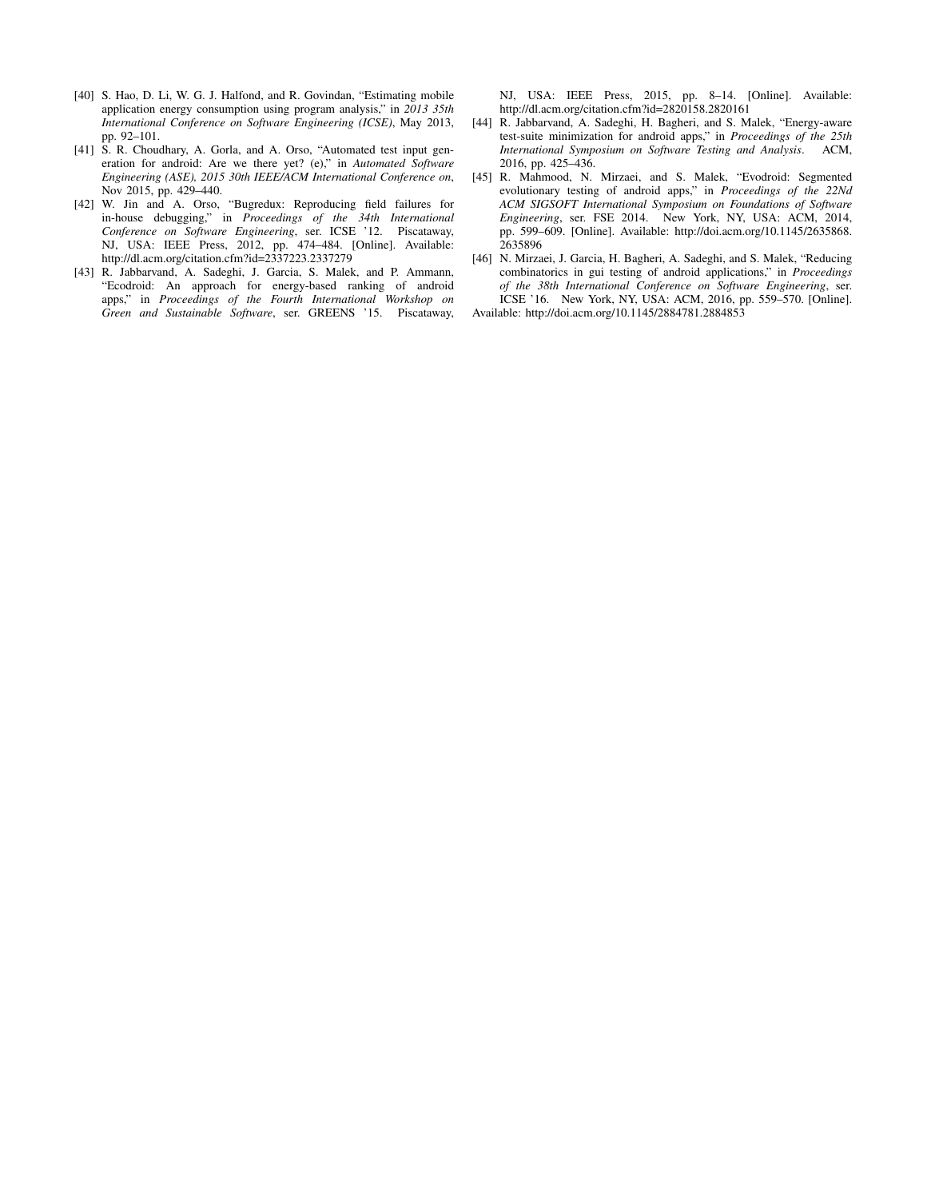[40] S. Hao, D. Li, W. G. J. Halfond, and R. Govindan, "Estimating mobile application energy consumption using program analysis," in *2013 35th International Conference on Software Engineering (ICSE)*, May 2013, pp. 92–101.

[41] S. R. Choudhary, A. Gorla, and A. Orso, "Automated test input generation for android: Are we there yet? (e)," in *Automated Software Engineering (ASE), 2015 30th IEEE/ACM International Conference on*, Nov 2015, pp. 429–440.

[42] W. Jin and A. Orso, "Bugredux: Reproducing field failures for in-house debugging," in *Proceedings of the 34th International Conference on Software Engineering*, ser. ICSE '12. Piscataway, NJ, USA: IEEE Press, 2012, pp. 474–484. [Online]. Available: http://dl.acm.org/citation.cfm?id=2337223.2337279

[43] R. Jabbarvand, A. Sadeghi, J. Garcia, S. Malek, and P. Ammann, "Ecodroid: An approach for energy-based ranking of android apps," in *Proceedings of the Fourth International Workshop on Green and Sustainable Software*, ser. GREENS '15. Piscataway, NJ, USA: IEEE Press, 2015, pp. 8–14. [Online]. Available: http://dl.acm.org/citation.cfm?id=2820158.2820161

[44] R. Jabbarvand, A. Sadeghi, H. Bagheri, and S. Malek, "Energy-aware test-suite minimization for android apps," in *Proceedings of the 25th International Symposium on Software Testing and Analysis*. ACM, 2016, pp. 425–436.

[45] R. Mahmood, N. Mirzaei, and S. Malek, "Evodroid: Segmented evolutionary testing of android apps," in *Proceedings of the 22Nd ACM SIGSOFT International Symposium on Foundations of Software Engineering*, ser. FSE 2014. New York, NY, USA: ACM, 2014, pp. 599–609. [Online]. Available: http://doi.acm.org/10.1145/2635868.2635896

[46] N. Mirzaei, J. Garcia, H. Bagheri, A. Sadeghi, and S. Malek, "Reducing combinatorics in gui testing of android applications," in *Proceedings of the 38th International Conference on Software Engineering*, ser. ICSE '16. New York, NY, USA: ACM, 2016, pp. 559–570. [Online]. Available: http://doi.acm.org/10.1145/2884781.2884853